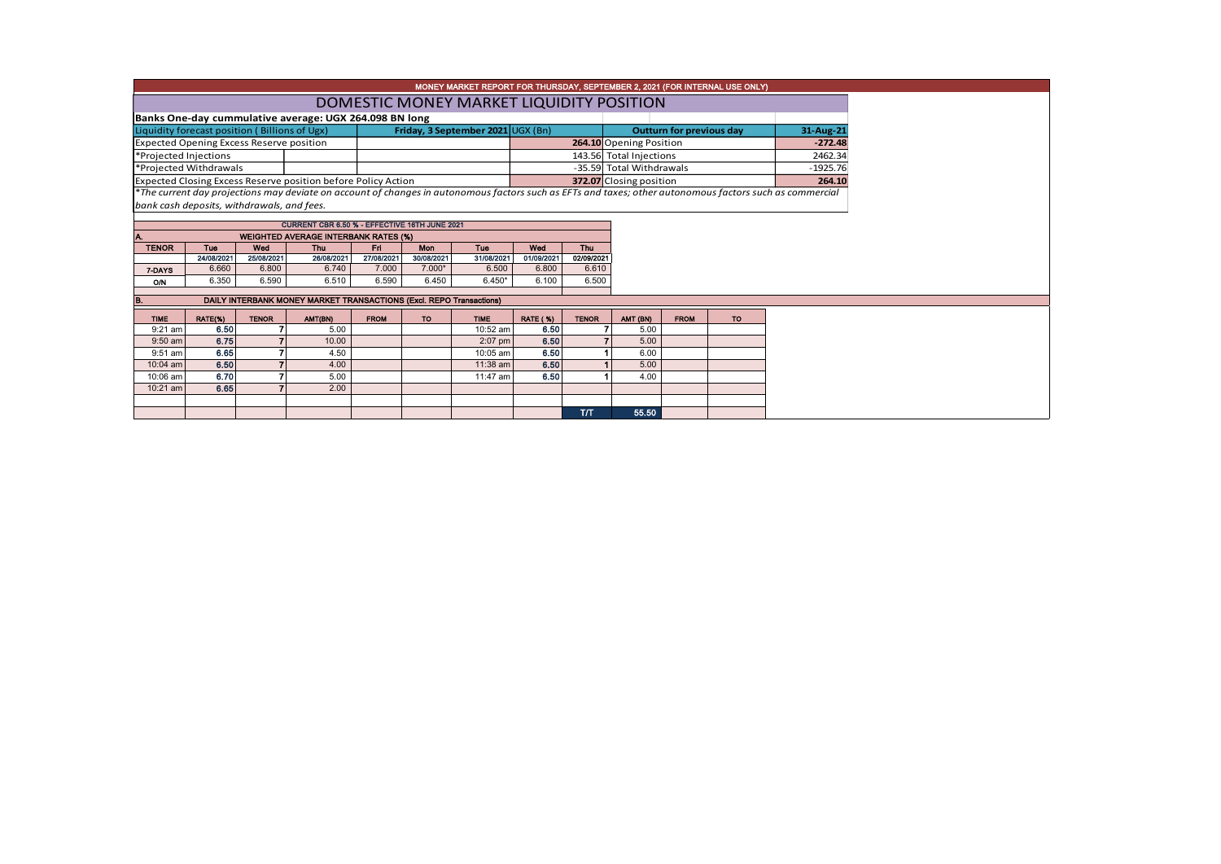# MONEY MARKET REPORT FOR THURSDAY, SEPTEMBER 2, 2021 (FOR INTERNAL USE ONLY)

## DOMESTIC MONEY MARKET LIQUIDITY POSITION

**Banks One-day cummulative average: UGX 264.098 BN long**

| Liquidity forecast position ( Billions of Ugx) | Friday, 3 September 2021 UGX (Bn) | | Outturn for previous day | 31-Aug-21 |
|---|---|---|---|---|
| Expected Opening Excess Reserve position | 264.10 | Opening Position | | -272.48 |
| *Projected Injections | 143.56 | Total Injections | | 2462.34 |
| *Projected Withdrawals | -35.59 | Total Withdrawals | | -1925.76 |
| Expected Closing Excess Reserve position before Policy Action | 372.07 | Closing position | | 264.10 |

*\*The current day projections may deviate on account of changes in autonomous factors such as EFTs and taxes; other autonomous factors such as commercial bank cash deposits, withdrawals, and fees.*

**CURRENT CBR 6.50 % - EFFECTIVE 16TH JUNE 2021**

**A. WEIGHTED AVERAGE INTERBANK RATES (%)**

| TENOR | Tue | Wed | Thu | Fri | Mon | Tue | Wed | Thu |
|---|---|---|---|---|---|---|---|---|
| | 24/08/2021 | 25/08/2021 | 26/08/2021 | 27/08/2021 | 30/08/2021 | 31/08/2021 | 01/09/2021 | 02/09/2021 |
| 7-DAYS | 6.660 | 6.800 | 6.740 | 7.000 | 7.000* | 6.500 | 6.800 | 6.610 |
| O/N | 6.350 | 6.590 | 6.510 | 6.590 | 6.450 | 6.450* | 6.100 | 6.500 |

**B. DAILY INTERBANK MONEY MARKET TRANSACTIONS (Excl. REPO Transactions)**

| TIME | RATE(%) | TENOR | AMT(BN) | FROM | TO | TIME | RATE ( %) | TENOR | AMT (BN) | FROM | TO |
|---|---|---|---|---|---|---|---|---|---|---|---|
| 9:21 am | 6.50 | 7 | 5.00 | | | 10:52 am | 6.50 | 7 | 5.00 | | |
| 9:50 am | 6.75 | 7 | 10.00 | | | 2:07 pm | 6.50 | 7 | 5.00 | | |
| 9:51 am | 6.65 | 7 | 4.50 | | | 10:05 am | 6.50 | 1 | 6.00 | | |
| 10:04 am | 6.50 | 7 | 4.00 | | | 11:38 am | 6.50 | 1 | 5.00 | | |
| 10:06 am | 6.70 | 7 | 5.00 | | | 11:47 am | 6.50 | 1 | 4.00 | | |
| 10:21 am | 6.65 | 7 | 2.00 | | | | | | | | |
| | | | | | | | | T/T | 55.50 | | |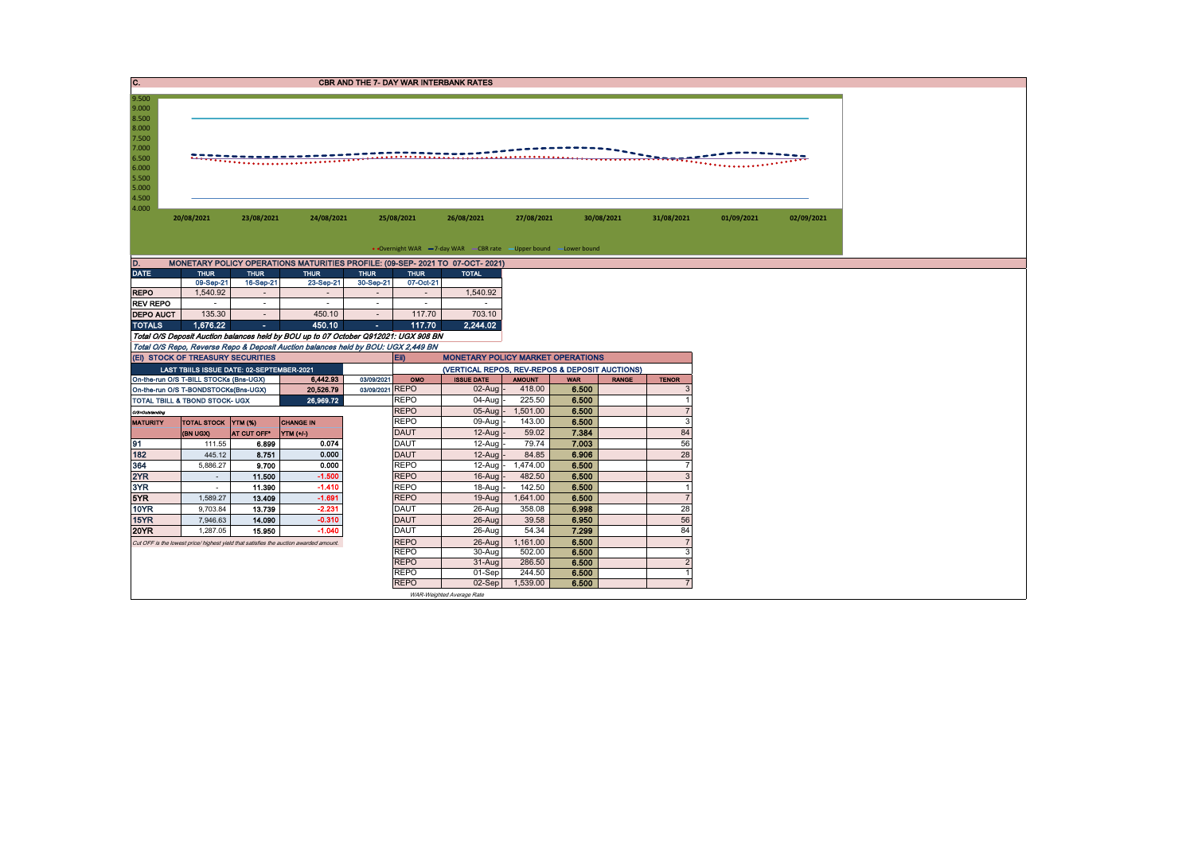## C. CBR AND THE 7- DAY WAR INTERBANK RATES

9.500
9.000
8.500
8.000
7.500
7.000
6.500
6.000
5.500
5.000
4.500
4.000

20/08/2021 23/08/2021 24/08/2021 25/08/2021 26/08/2021 27/08/2021 30/08/2021 31/08/2021 01/09/2021 02/09/2021

Overnight WAR — 7-day WAR — CBR rate — Upper bound — Lower bound

## D. MONETARY POLICY OPERATIONS MATURITIES PROFILE: (09-SEP- 2021 TO 07-OCT- 2021)

| DATE | THUR 09-Sep-21 | THUR 16-Sep-21 | THUR 23-Sep-21 | THUR 30-Sep-21 | THUR 07-Oct-21 | TOTAL |
|---|---|---|---|---|---|---|
| REPO | 1,540.92 | - | - | - | - | 1,540.92 |
| REV REPO | - | - | - | - | - | - |
| DEPO AUCT | 135.30 | - | 450.10 | - | 117.70 | 703.10 |
| TOTALS | 1,676.22 | - | 450.10 | - | 117.70 | 2,244.02 |

*Total O/S Deposit Auction balances held by BOU up to 07 October Q912021: UGX 908 BN*

*Total O/S Repo, Reverse Repo & Deposit Auction balances held by BOU: UGX 2,449 BN*

## (EI) STOCK OF TREASURY SECURITIES

| LAST TBIILS ISSUE DATE: 02-SEPTEMBER-2021 | | | |
|---|---|---|---|
| On-the-run O/S T-BILL STOCKs (Bns-UGX) | | 6,442.93 | 03/09/2021 |
| On-the-run O/S T-BONDSTOCKs(Bns-UGX) | | 20,526.79 | 03/09/2021 |
| TOTAL TBILL & TBOND STOCK- UGX | | 26,969.72 | |

O/S=Outstanding

| MATURITY | TOTAL STOCK (BN UGX) | YTM (%) AT CUT OFF* | CHANGE IN YTM (+/-) |
|---|---|---|---|
| 91 | 111.55 | 6.899 | 0.074 |
| 182 | 445.12 | 8.751 | 0.000 |
| 364 | 5,886.27 | 9.700 | 0.000 |
| 2YR | - | 11.500 | -1.500 |
| 3YR | - | 11.390 | -1.410 |
| 5YR | 1,589.27 | 13.409 | -1.691 |
| 10YR | 9,703.84 | 13.739 | -2.231 |
| 15YR | 7,946.63 | 14.090 | -0.310 |
| 20YR | 1,287.05 | 15.950 | -1.040 |

*Cut OFF is the lowest price/ highest yield that satisfies the auction awarded amount.*

## Eii) MONETARY POLICY MARKET OPERATIONS

(VERTICAL REPOS, REV-REPOS & DEPOSIT AUCTIONS)

| OMO | ISSUE DATE | AMOUNT | WAR | RANGE | TENOR |
|---|---|---|---|---|---|
| REPO | 02-Aug | 418.00 | 6.500 | | 3 |
| REPO | 04-Aug | 225.50 | 6.500 | | 1 |
| REPO | 05-Aug | 1,501.00 | 6.500 | | 7 |
| REPO | 09-Aug | 143.00 | 6.500 | | 3 |
| DAUT | 12-Aug | 59.02 | 7.384 | | 84 |
| DAUT | 12-Aug | 79.74 | 7.003 | | 56 |
| DAUT | 12-Aug | 84.85 | 6.906 | | 28 |
| REPO | 12-Aug | 1,474.00 | 6.500 | | 7 |
| REPO | 16-Aug | 482.50 | 6.500 | | 3 |
| REPO | 18-Aug | 142.50 | 6.500 | | 1 |
| REPO | 19-Aug | 1,641.00 | 6.500 | | 7 |
| DAUT | 26-Aug | 358.08 | 6.998 | | 28 |
| DAUT | 26-Aug | 39.58 | 6.950 | | 56 |
| DAUT | 26-Aug | 54.34 | 7.299 | | 84 |
| REPO | 26-Aug | 1,161.00 | 6.500 | | 7 |
| REPO | 30-Aug | 502.00 | 6.500 | | 3 |
| REPO | 31-Aug | 286.50 | 6.500 | | 2 |
| REPO | 01-Sep | 244.50 | 6.500 | | 1 |
| REPO | 02-Sep | 1,539.00 | 6.500 | | 7 |

*WAR-Weighted Average Rate*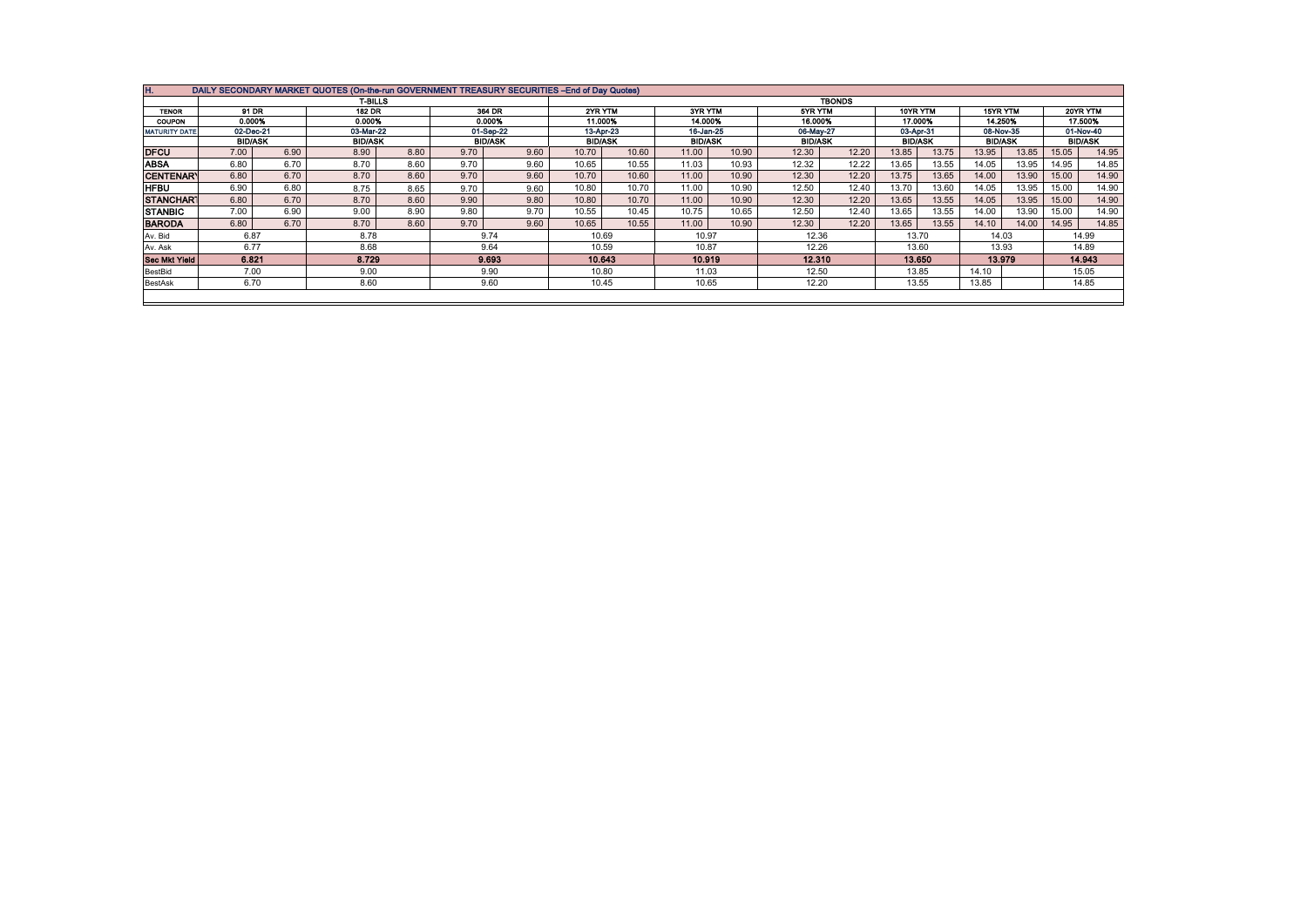| H. | DAILY SECONDARY MARKET QUOTES (On-the-run GOVERNMENT TREASURY SECURITIES –End of Day Quotes) | | | | | | | | | | | | | | | | | | | | | | | | | | |
|---|---|---|---|---|---|---|---|---|---|---|---|---|---|---|---|---|---|---|
| | T-BILLS | | | | | | TBONDS | | | | | | | | | | | |
| TENOR | 91 DR | | 182 DR | | 364 DR | | 2YR YTM | | 3YR YTM | | 5YR YTM | | 10YR YTM | | 15YR YTM | | 20YR YTM | |
| COUPON | 0.000% | | 0.000% | | 0.000% | | 11.000% | | 14.000% | | 16.000% | | 17.000% | | 14.250% | | 17.500% | |
| MATURITY DATE | 02-Dec-21 | | 03-Mar-22 | | 01-Sep-22 | | 13-Apr-23 | | 16-Jan-25 | | 06-May-27 | | 03-Apr-31 | | 08-Nov-35 | | 01-Nov-40 | |
| | BID/ASK | | BID/ASK | | BID/ASK | | BID/ASK | | BID/ASK | | BID/ASK | | BID/ASK | | BID/ASK | | BID/ASK | |
| DFCU | 7.00 | 6.90 | 8.90 | 8.80 | 9.70 | 9.60 | 10.70 | 10.60 | 11.00 | 10.90 | 12.30 | 12.20 | 13.85 | 13.75 | 13.95 | 13.85 | 15.05 | 14.95 |
| ABSA | 6.80 | 6.70 | 8.70 | 8.60 | 9.70 | 9.60 | 10.65 | 10.55 | 11.03 | 10.93 | 12.32 | 12.22 | 13.65 | 13.55 | 14.05 | 13.95 | 14.95 | 14.85 |
| CENTENARY | 6.80 | 6.70 | 8.70 | 8.60 | 9.70 | 9.60 | 10.70 | 10.60 | 11.00 | 10.90 | 12.30 | 12.20 | 13.75 | 13.65 | 14.00 | 13.90 | 15.00 | 14.90 |
| HFBU | 6.90 | 6.80 | 8.75 | 8.65 | 9.70 | 9.60 | 10.80 | 10.70 | 11.00 | 10.90 | 12.50 | 12.40 | 13.70 | 13.60 | 14.05 | 13.95 | 15.00 | 14.90 |
| STANCHART | 6.80 | 6.70 | 8.70 | 8.60 | 9.90 | 9.80 | 10.80 | 10.70 | 11.00 | 10.90 | 12.30 | 12.20 | 13.65 | 13.55 | 14.05 | 13.95 | 15.00 | 14.90 |
| STANBIC | 7.00 | 6.90 | 9.00 | 8.90 | 9.80 | 9.70 | 10.55 | 10.45 | 10.75 | 10.65 | 12.50 | 12.40 | 13.65 | 13.55 | 14.00 | 13.90 | 15.00 | 14.90 |
| BARODA | 6.80 | 6.70 | 8.70 | 8.60 | 9.70 | 9.60 | 10.65 | 10.55 | 11.00 | 10.90 | 12.30 | 12.20 | 13.65 | 13.55 | 14.10 | 14.00 | 14.95 | 14.85 |
| Av. Bid | 6.87 | | 8.78 | | 9.74 | | 10.69 | | 10.97 | | 12.36 | | 13.70 | | 14.03 | | 14.99 | |
| Av. Ask | 6.77 | | 8.68 | | 9.64 | | 10.59 | | 10.87 | | 12.26 | | 13.60 | | 13.93 | | 14.89 | |
| Sec Mkt Yield | 6.821 | | 8.729 | | 9.693 | | 10.643 | | 10.919 | | 12.310 | | 13.650 | | 13.979 | | 14.943 | |
| BestBid | 7.00 | | 9.00 | | 9.90 | | 10.80 | | 11.03 | | 12.50 | | 13.85 | | 14.10 | | 15.05 | |
| BestAsk | 6.70 | | 8.60 | | 9.60 | | 10.45 | | 10.65 | | 12.20 | | 13.55 | | 13.85 | | 14.85 | |